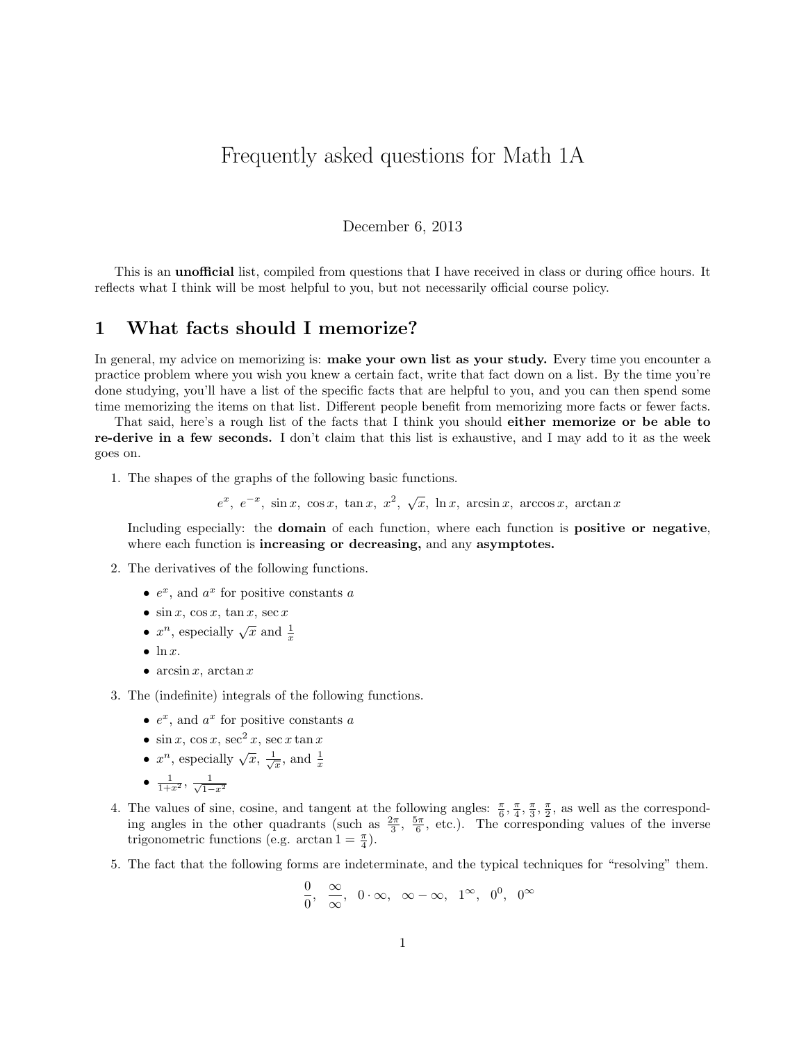# Frequently asked questions for Math 1A

December 6, 2013

This is an **unofficial** list, compiled from questions that I have received in class or during office hours. It reflects what I think will be most helpful to you, but not necessarily official course policy.

## 1 What facts should I memorize?

In general, my advice on memorizing is: **make your own list as your study.** Every time you encounter a practice problem where you wish you knew a certain fact, write that fact down on a list. By the time you're done studying, you'll have a list of the specific facts that are helpful to you, and you can then spend some time memorizing the items on that list. Different people benefit from memorizing more facts or fewer facts.

That said, here's a rough list of the facts that I think you should **either memorize or be able to re-derive in a few seconds.** I don't claim that this list is exhaustive, and I may add to it as the week goes on.

1. The shapes of the graphs of the following basic functions.

   $$e^x,\ e^{-x},\ \sin x,\ \cos x,\ \tan x,\ x^2,\ \sqrt{x},\ \ln x,\ \arcsin x,\ \arccos x,\ \arctan x$$

   Including especially: the **domain** of each function, where each function is **positive or negative**, where each function is **increasing or decreasing,** and any **asymptotes.**

2. The derivatives of the following functions.
   - $e^x$, and $a^x$ for positive constants $a$
   - $\sin x, \cos x, \tan x, \sec x$
   - $x^n$, especially $\sqrt{x}$ and $\frac{1}{x}$
   - $\ln x$.
   - $\arcsin x, \arctan x$

3. The (indefinite) integrals of the following functions.
   - $e^x$, and $a^x$ for positive constants $a$
   - $\sin x, \cos x, \sec^2 x, \sec x \tan x$
   - $x^n$, especially $\sqrt{x}$, $\frac{1}{\sqrt{x}}$, and $\frac{1}{x}$
   - $\frac{1}{1+x^2}$, $\frac{1}{\sqrt{1-x^2}}$

4. The values of sine, cosine, and tangent at the following angles: $\frac{\pi}{6}, \frac{\pi}{4}, \frac{\pi}{3}, \frac{\pi}{2}$, as well as the corresponding angles in the other quadrants (such as $\frac{2\pi}{3}$, $\frac{5\pi}{6}$, etc.). The corresponding values of the inverse trigonometric functions (e.g. $\arctan 1 = \frac{\pi}{4}$).

5. The fact that the following forms are indeterminate, and the typical techniques for "resolving" them.

   $$\frac{0}{0},\ \ \frac{\infty}{\infty},\ \ 0\cdot\infty,\ \ \infty-\infty,\ \ 1^{\infty},\ \ 0^{0},\ \ 0^{\infty}$$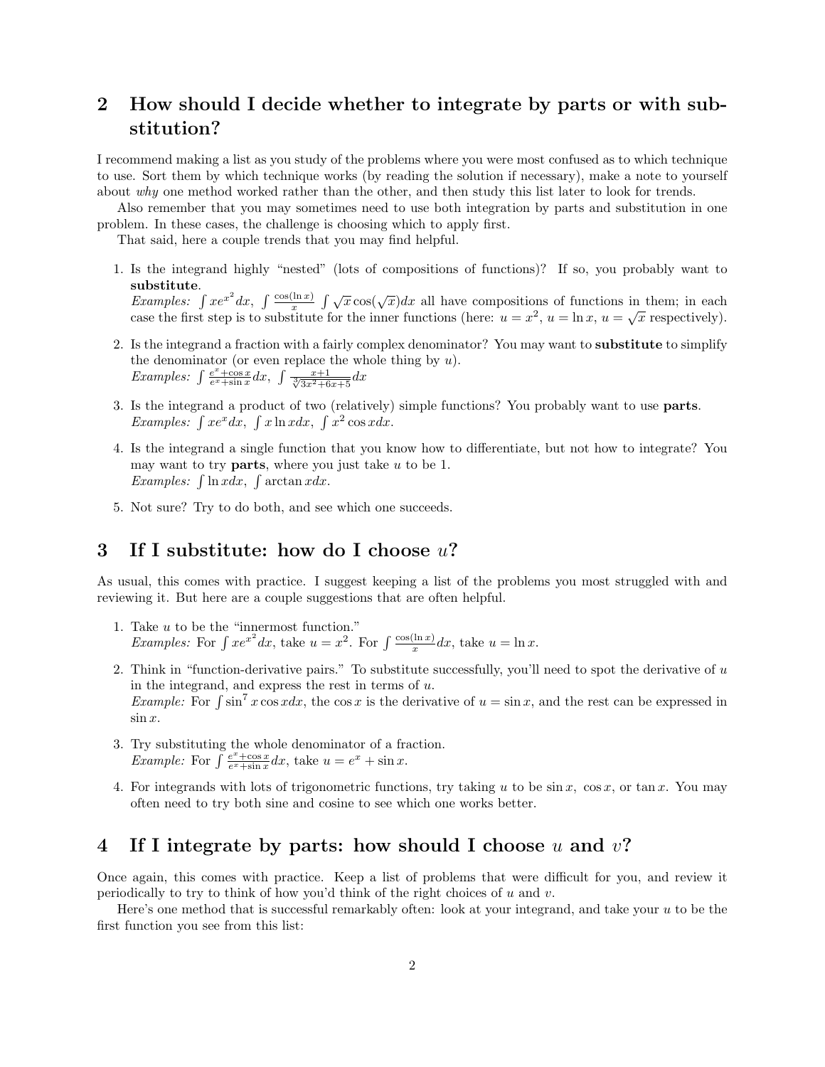## 2 How should I decide whether to integrate by parts or with substitution?

I recommend making a list as you study of the problems where you were most confused as to which technique to use. Sort them by which technique works (by reading the solution if necessary), make a note to yourself about *why* one method worked rather than the other, and then study this list later to look for trends.

Also remember that you may sometimes need to use both integration by parts and substitution in one problem. In these cases, the challenge is choosing which to apply first.

That said, here a couple trends that you may find helpful.

1. Is the integrand highly "nested" (lots of compositions of functions)? If so, you probably want to **substitute**.
   *Examples:* $\int xe^{x^2}dx$, $\int \frac{\cos(\ln x)}{x}$ $\int \sqrt{x}\cos(\sqrt{x})dx$ all have compositions of functions in them; in each case the first step is to substitute for the inner functions (here: $u = x^2$, $u = \ln x$, $u = \sqrt{x}$ respectively).

2. Is the integrand a fraction with a fairly complex denominator? You may want to **substitute** to simplify the denominator (or even replace the whole thing by $u$).
   *Examples:* $\int \frac{e^x+\cos x}{e^x+\sin x}dx$, $\int \frac{x+1}{\sqrt[3]{3x^2+6x+5}}dx$

3. Is the integrand a product of two (relatively) simple functions? You probably want to use **parts**.
   *Examples:* $\int xe^x dx$, $\int x\ln x dx$, $\int x^2\cos x dx$.

4. Is the integrand a single function that you know how to differentiate, but not how to integrate? You may want to try **parts**, where you just take $u$ to be 1.
   *Examples:* $\int \ln x dx$, $\int \arctan x dx$.

5. Not sure? Try to do both, and see which one succeeds.

## 3 If I substitute: how do I choose $u$?

As usual, this comes with practice. I suggest keeping a list of the problems you most struggled with and reviewing it. But here are a couple suggestions that are often helpful.

1. Take $u$ to be the "innermost function."
   *Examples:* For $\int xe^{x^2}dx$, take $u = x^2$. For $\int \frac{\cos(\ln x)}{x}dx$, take $u = \ln x$.

2. Think in "function-derivative pairs." To substitute successfully, you'll need to spot the derivative of $u$ in the integrand, and express the rest in terms of $u$.
   *Example:* For $\int \sin^7 x\cos x dx$, the $\cos x$ is the derivative of $u = \sin x$, and the rest can be expressed in $\sin x$.

3. Try substituting the whole denominator of a fraction.
   *Example:* For $\int \frac{e^x+\cos x}{e^x+\sin x}dx$, take $u = e^x + \sin x$.

4. For integrands with lots of trigonometric functions, try taking $u$ to be $\sin x$, $\cos x$, or $\tan x$. You may often need to try both sine and cosine to see which one works better.

## 4 If I integrate by parts: how should I choose $u$ and $v$?

Once again, this comes with practice. Keep a list of problems that were difficult for you, and review it periodically to try to think of how you'd think of the right choices of $u$ and $v$.

Here's one method that is successful remarkably often: look at your integrand, and take your $u$ to be the first function you see from this list: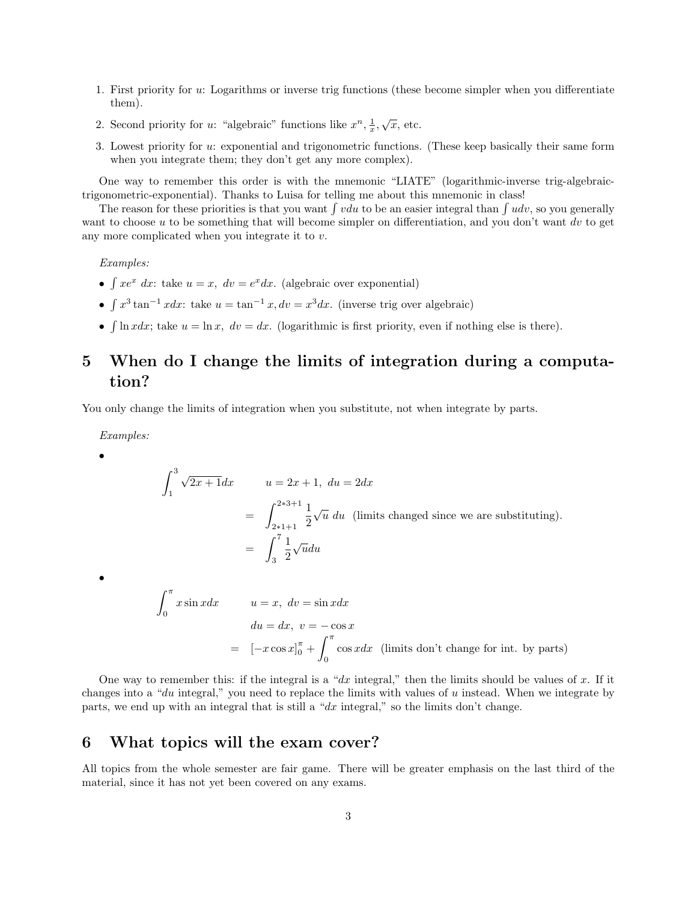1. First priority for $u$: Logarithms or inverse trig functions (these become simpler when you differentiate them).
2. Second priority for $u$: "algebraic" functions like $x^n$, $\frac{1}{x}$, $\sqrt{x}$, etc.
3. Lowest priority for $u$: exponential and trigonometric functions. (These keep basically their same form when you integrate them; they don't get any more complex).

One way to remember this order is with the mnemonic "LIATE" (logarithmic-inverse trig-algebraic-trigonometric-exponential). Thanks to Luisa for telling me about this mnemonic in class!

The reason for these priorities is that you want $\int v du$ to be an easier integral than $\int u dv$, so you generally want to choose $u$ to be something that will become simpler on differentiation, and you don't want $dv$ to get any more complicated when you integrate it to $v$.

*Examples:*

- $\int xe^x \, dx$: take $u = x, \ dv = e^x dx$. (algebraic over exponential)
- $\int x^3 \tan^{-1} x dx$: take $u = \tan^{-1} x, dv = x^3 dx$. (inverse trig over algebraic)
- $\int \ln x dx$; take $u = \ln x, \ dv = dx$. (logarithmic is first priority, even if nothing else is there).

# 5 When do I change the limits of integration during a computation?

You only change the limits of integration when you substitute, not when integrate by parts.

*Examples:*

- $$\begin{aligned} &\int_1^3 \sqrt{2x+1} dx \qquad u = 2x+1, \ du = 2dx \\ &= \int_{2*1+1}^{2*3+1} \frac{1}{2}\sqrt{u} \ du \ \text{ (limits changed since we are substituting).} \\ &= \int_3^7 \frac{1}{2}\sqrt{u} du \end{aligned}$$

- $$\begin{aligned} &\int_0^\pi x \sin x dx \qquad u = x, \ dv = \sin x dx \\ &\qquad\qquad\qquad du = dx, \ v = -\cos x \\ &= [-x\cos x]_0^\pi + \int_0^\pi \cos x dx \ \text{ (limits don't change for int. by parts)} \end{aligned}$$

One way to remember this: if the integral is a "$dx$ integral," then the limits should be values of $x$. If it changes into a "$du$ integral," you need to replace the limits with values of $u$ instead. When we integrate by parts, we end up with an integral that is still a "$dx$ integral," so the limits don't change.

# 6 What topics will the exam cover?

All topics from the whole semester are fair game. There will be greater emphasis on the last third of the material, since it has not yet been covered on any exams.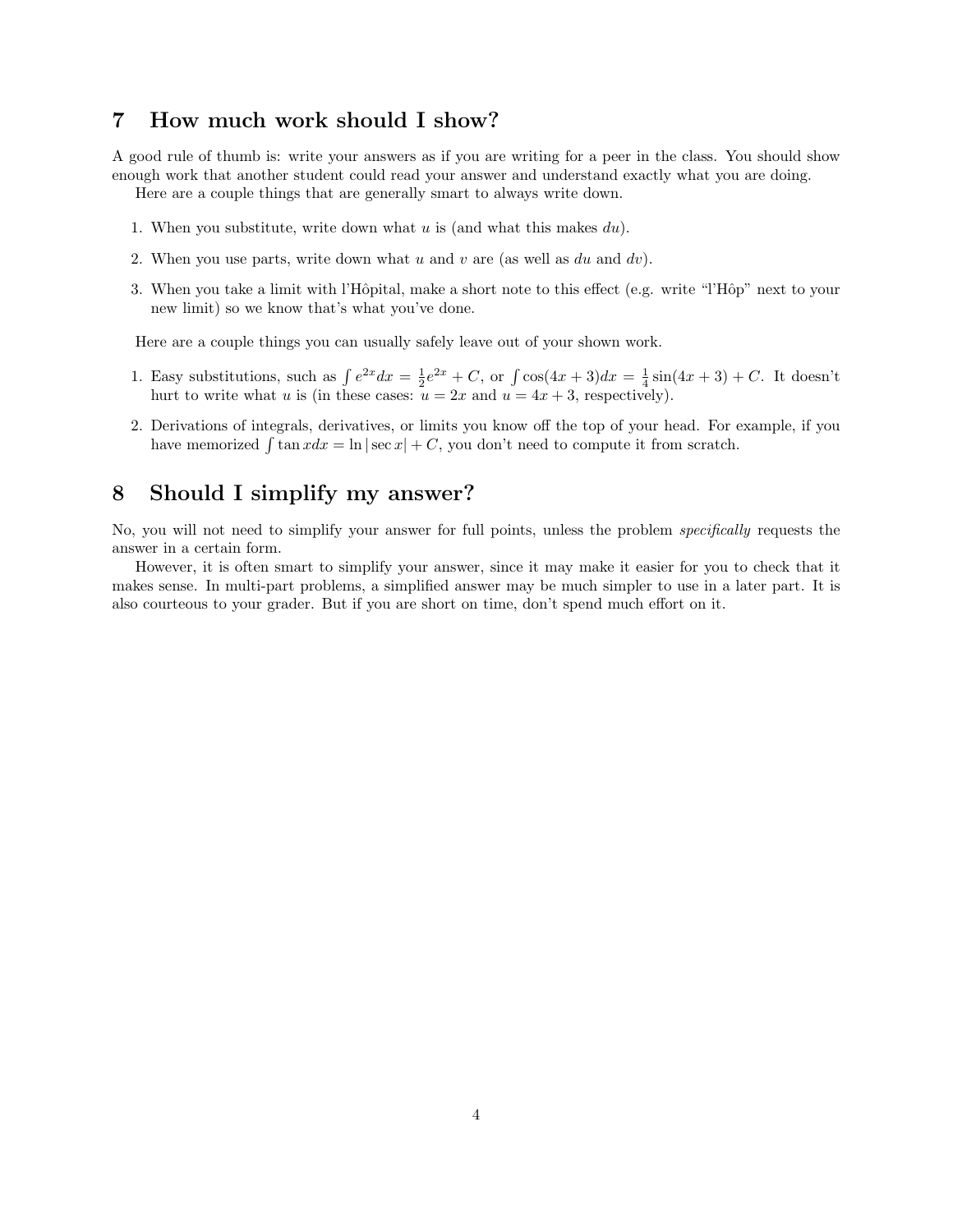## 7 How much work should I show?

A good rule of thumb is: write your answers as if you are writing for a peer in the class. You should show enough work that another student could read your answer and understand exactly what you are doing.

Here are a couple things that are generally smart to always write down.

1. When you substitute, write down what $u$ is (and what this makes $du$).
2. When you use parts, write down what $u$ and $v$ are (as well as $du$ and $dv$).
3. When you take a limit with l'Hôpital, make a short note to this effect (e.g. write "l'Hôp" next to your new limit) so we know that's what you've done.

Here are a couple things you can usually safely leave out of your shown work.

1. Easy substitutions, such as $\int e^{2x}dx = \frac{1}{2}e^{2x} + C$, or $\int \cos(4x+3)dx = \frac{1}{4}\sin(4x+3) + C$. It doesn't hurt to write what $u$ is (in these cases: $u = 2x$ and $u = 4x + 3$, respectively).
2. Derivations of integrals, derivatives, or limits you know off the top of your head. For example, if you have memorized $\int \tan x dx = \ln|\sec x| + C$, you don't need to compute it from scratch.

## 8 Should I simplify my answer?

No, you will not need to simplify your answer for full points, unless the problem *specifically* requests the answer in a certain form.

However, it is often smart to simplify your answer, since it may make it easier for you to check that it makes sense. In multi-part problems, a simplified answer may be much simpler to use in a later part. It is also courteous to your grader. But if you are short on time, don't spend much effort on it.